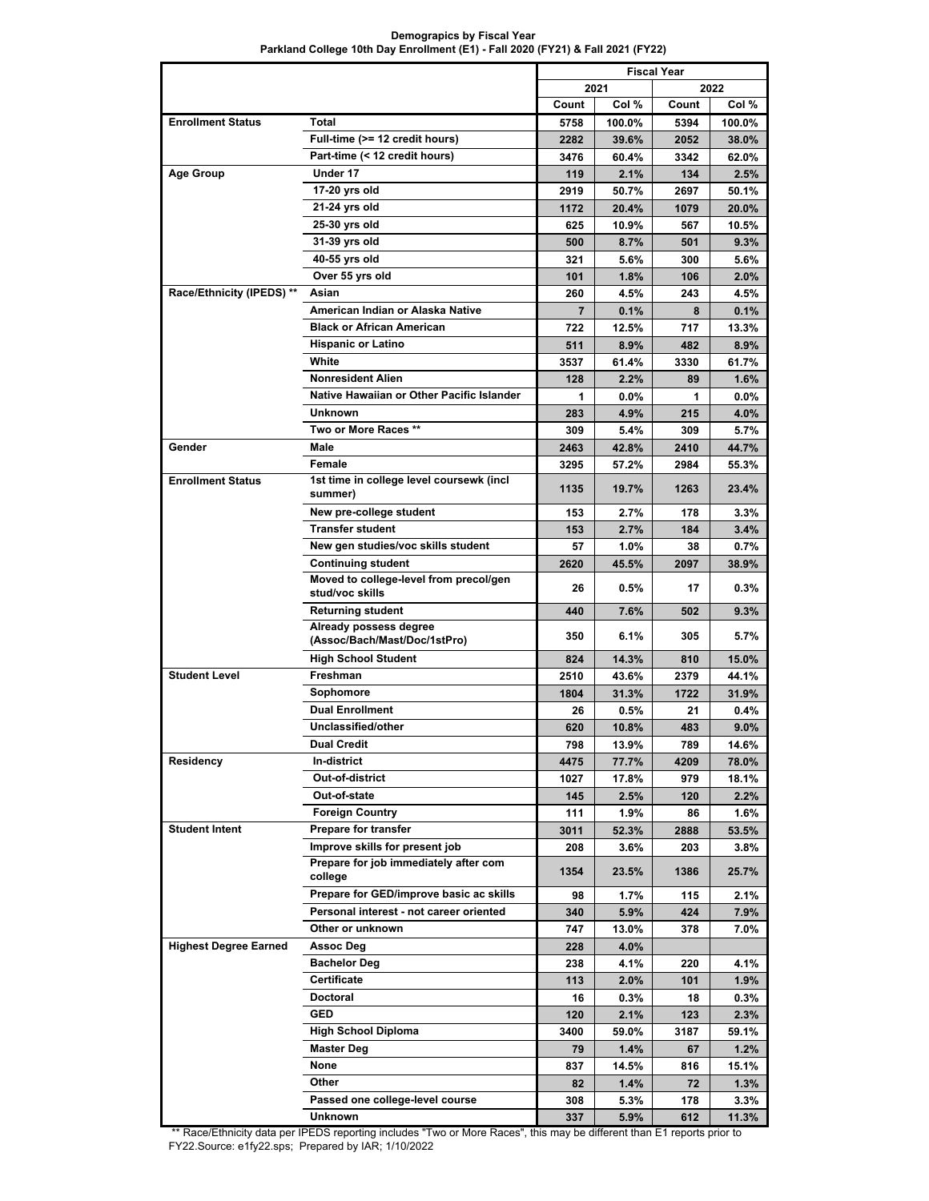**Demograpics by Fiscal Year**
**Parkland College 10th Day Enrollment (E1) - Fall 2020 (FY21) & Fall 2021 (FY22)**

| | | Fiscal Year | | | |
|---|---|---|---|---|---|
| | | 2021 | | 2022 | |
| | | Count | Col % | Count | Col % |
| Enrollment Status | Total | 5758 | 100.0% | 5394 | 100.0% |
| | Full-time (>= 12 credit hours) | 2282 | 39.6% | 2052 | 38.0% |
| | Part-time (< 12 credit hours) | 3476 | 60.4% | 3342 | 62.0% |
| Age Group | Under 17 | 119 | 2.1% | 134 | 2.5% |
| | 17-20 yrs old | 2919 | 50.7% | 2697 | 50.1% |
| | 21-24 yrs old | 1172 | 20.4% | 1079 | 20.0% |
| | 25-30 yrs old | 625 | 10.9% | 567 | 10.5% |
| | 31-39 yrs old | 500 | 8.7% | 501 | 9.3% |
| | 40-55 yrs old | 321 | 5.6% | 300 | 5.6% |
| | Over 55 yrs old | 101 | 1.8% | 106 | 2.0% |
| Race/Ethnicity (IPEDS) ** | Asian | 260 | 4.5% | 243 | 4.5% |
| | American Indian or Alaska Native | 7 | 0.1% | 8 | 0.1% |
| | Black or African American | 722 | 12.5% | 717 | 13.3% |
| | Hispanic or Latino | 511 | 8.9% | 482 | 8.9% |
| | White | 3537 | 61.4% | 3330 | 61.7% |
| | Nonresident Alien | 128 | 2.2% | 89 | 1.6% |
| | Native Hawaiian or Other Pacific Islander | 1 | 0.0% | 1 | 0.0% |
| | Unknown | 283 | 4.9% | 215 | 4.0% |
| | Two or More Races ** | 309 | 5.4% | 309 | 5.7% |
| Gender | Male | 2463 | 42.8% | 2410 | 44.7% |
| | Female | 3295 | 57.2% | 2984 | 55.3% |
| Enrollment Status | 1st time in college level coursewk (incl summer) | 1135 | 19.7% | 1263 | 23.4% |
| | New pre-college student | 153 | 2.7% | 178 | 3.3% |
| | Transfer student | 153 | 2.7% | 184 | 3.4% |
| | New gen studies/voc skills student | 57 | 1.0% | 38 | 0.7% |
| | Continuing student | 2620 | 45.5% | 2097 | 38.9% |
| | Moved to college-level from precol/gen stud/voc skills | 26 | 0.5% | 17 | 0.3% |
| | Returning student | 440 | 7.6% | 502 | 9.3% |
| | Already possess degree (Assoc/Bach/Mast/Doc/1stPro) | 350 | 6.1% | 305 | 5.7% |
| | High School Student | 824 | 14.3% | 810 | 15.0% |
| Student Level | Freshman | 2510 | 43.6% | 2379 | 44.1% |
| | Sophomore | 1804 | 31.3% | 1722 | 31.9% |
| | Dual Enrollment | 26 | 0.5% | 21 | 0.4% |
| | Unclassified/other | 620 | 10.8% | 483 | 9.0% |
| | Dual Credit | 798 | 13.9% | 789 | 14.6% |
| Residency | In-district | 4475 | 77.7% | 4209 | 78.0% |
| | Out-of-district | 1027 | 17.8% | 979 | 18.1% |
| | Out-of-state | 145 | 2.5% | 120 | 2.2% |
| | Foreign Country | 111 | 1.9% | 86 | 1.6% |
| Student Intent | Prepare for transfer | 3011 | 52.3% | 2888 | 53.5% |
| | Improve skills for present job | 208 | 3.6% | 203 | 3.8% |
| | Prepare for job immediately after com college | 1354 | 23.5% | 1386 | 25.7% |
| | Prepare for GED/improve basic ac skills | 98 | 1.7% | 115 | 2.1% |
| | Personal interest - not career oriented | 340 | 5.9% | 424 | 7.9% |
| | Other or unknown | 747 | 13.0% | 378 | 7.0% |
| Highest Degree Earned | Assoc Deg | 228 | 4.0% | | |
| | Bachelor Deg | 238 | 4.1% | 220 | 4.1% |
| | Certificate | 113 | 2.0% | 101 | 1.9% |
| | Doctoral | 16 | 0.3% | 18 | 0.3% |
| | GED | 120 | 2.1% | 123 | 2.3% |
| | High School Diploma | 3400 | 59.0% | 3187 | 59.1% |
| | Master Deg | 79 | 1.4% | 67 | 1.2% |
| | None | 837 | 14.5% | 816 | 15.1% |
| | Other | 82 | 1.4% | 72 | 1.3% |
| | Passed one college-level course | 308 | 5.3% | 178 | 3.3% |
| | Unknown | 337 | 5.9% | 612 | 11.3% |

** Race/Ethnicity data per IPEDS reporting includes "Two or More Races", this may be different than E1 reports prior to FY22.Source: e1fy22.sps; Prepared by IAR; 1/10/2022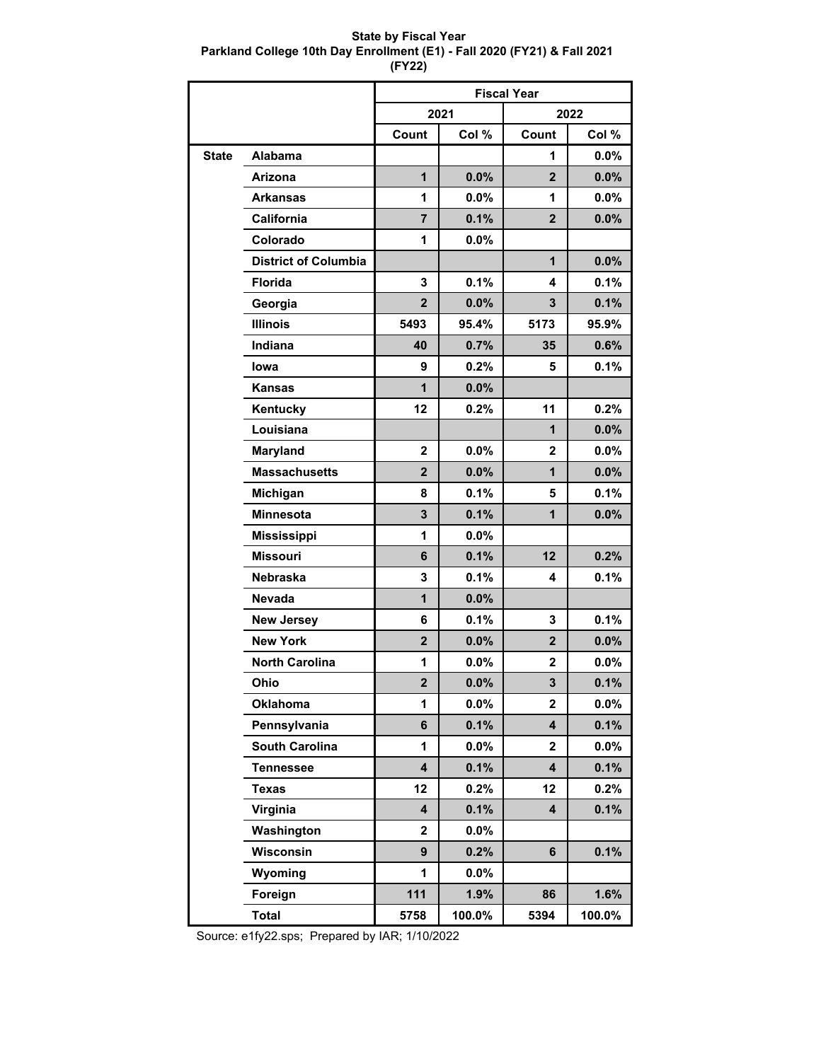**State by Fiscal Year**
**Parkland College 10th Day Enrollment (E1) - Fall 2020 (FY21) & Fall 2021 (FY22)**

| | | Fiscal Year | | | |
|---|---|---|---|---|---|
| | | 2021 | | 2022 | |
| | | Count | Col % | Count | Col % |
| State | Alabama | | | 1 | 0.0% |
| | Arizona | 1 | 0.0% | 2 | 0.0% |
| | Arkansas | 1 | 0.0% | 1 | 0.0% |
| | California | 7 | 0.1% | 2 | 0.0% |
| | Colorado | 1 | 0.0% | | |
| | District of Columbia | | | 1 | 0.0% |
| | Florida | 3 | 0.1% | 4 | 0.1% |
| | Georgia | 2 | 0.0% | 3 | 0.1% |
| | Illinois | 5493 | 95.4% | 5173 | 95.9% |
| | Indiana | 40 | 0.7% | 35 | 0.6% |
| | Iowa | 9 | 0.2% | 5 | 0.1% |
| | Kansas | 1 | 0.0% | | |
| | Kentucky | 12 | 0.2% | 11 | 0.2% |
| | Louisiana | | | 1 | 0.0% |
| | Maryland | 2 | 0.0% | 2 | 0.0% |
| | Massachusetts | 2 | 0.0% | 1 | 0.0% |
| | Michigan | 8 | 0.1% | 5 | 0.1% |
| | Minnesota | 3 | 0.1% | 1 | 0.0% |
| | Mississippi | 1 | 0.0% | | |
| | Missouri | 6 | 0.1% | 12 | 0.2% |
| | Nebraska | 3 | 0.1% | 4 | 0.1% |
| | Nevada | 1 | 0.0% | | |
| | New Jersey | 6 | 0.1% | 3 | 0.1% |
| | New York | 2 | 0.0% | 2 | 0.0% |
| | North Carolina | 1 | 0.0% | 2 | 0.0% |
| | Ohio | 2 | 0.0% | 3 | 0.1% |
| | Oklahoma | 1 | 0.0% | 2 | 0.0% |
| | Pennsylvania | 6 | 0.1% | 4 | 0.1% |
| | South Carolina | 1 | 0.0% | 2 | 0.0% |
| | Tennessee | 4 | 0.1% | 4 | 0.1% |
| | Texas | 12 | 0.2% | 12 | 0.2% |
| | Virginia | 4 | 0.1% | 4 | 0.1% |
| | Washington | 2 | 0.0% | | |
| | Wisconsin | 9 | 0.2% | 6 | 0.1% |
| | Wyoming | 1 | 0.0% | | |
| | Foreign | 111 | 1.9% | 86 | 1.6% |
| | Total | 5758 | 100.0% | 5394 | 100.0% |

Source: e1fy22.sps; Prepared by IAR; 1/10/2022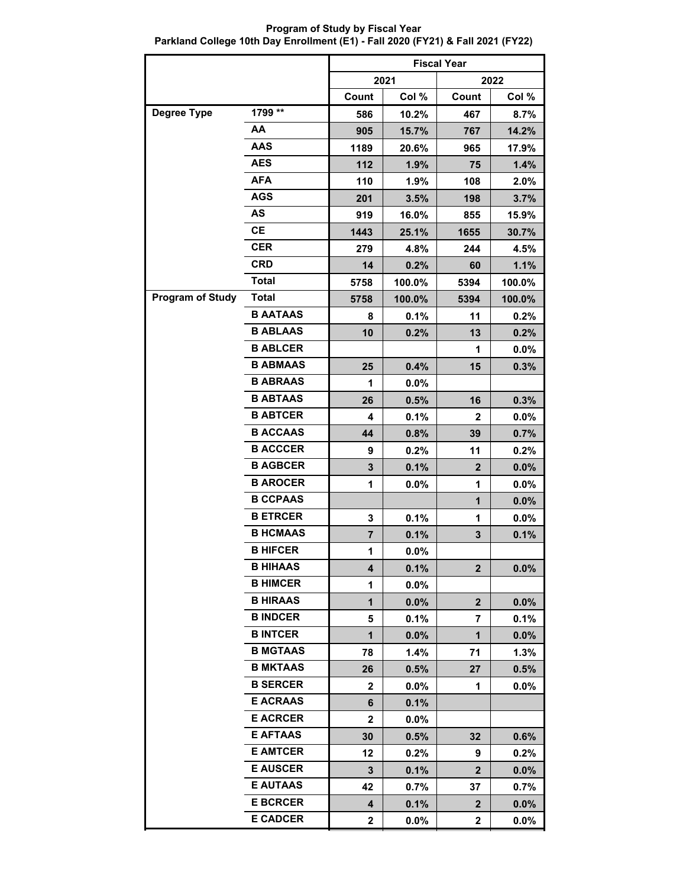**Program of Study by Fiscal Year**
**Parkland College 10th Day Enrollment (E1) - Fall 2020 (FY21) & Fall 2021 (FY22)**

| | | Fiscal Year | | | |
|---|---|---|---|---|---|
| | | 2021 | | 2022 | |
| | | Count | Col % | Count | Col % |
| Degree Type | 1799 ** | 586 | 10.2% | 467 | 8.7% |
| | AA | 905 | 15.7% | 767 | 14.2% |
| | AAS | 1189 | 20.6% | 965 | 17.9% |
| | AES | 112 | 1.9% | 75 | 1.4% |
| | AFA | 110 | 1.9% | 108 | 2.0% |
| | AGS | 201 | 3.5% | 198 | 3.7% |
| | AS | 919 | 16.0% | 855 | 15.9% |
| | CE | 1443 | 25.1% | 1655 | 30.7% |
| | CER | 279 | 4.8% | 244 | 4.5% |
| | CRD | 14 | 0.2% | 60 | 1.1% |
| | Total | 5758 | 100.0% | 5394 | 100.0% |
| Program of Study | Total | 5758 | 100.0% | 5394 | 100.0% |
| | B AATAAS | 8 | 0.1% | 11 | 0.2% |
| | B ABLAAS | 10 | 0.2% | 13 | 0.2% |
| | B ABLCER | | | 1 | 0.0% |
| | B ABMAAS | 25 | 0.4% | 15 | 0.3% |
| | B ABRAAS | 1 | 0.0% | | |
| | B ABTAAS | 26 | 0.5% | 16 | 0.3% |
| | B ABTCER | 4 | 0.1% | 2 | 0.0% |
| | B ACCAAS | 44 | 0.8% | 39 | 0.7% |
| | B ACCCER | 9 | 0.2% | 11 | 0.2% |
| | B AGBCER | 3 | 0.1% | 2 | 0.0% |
| | B AROCER | 1 | 0.0% | 1 | 0.0% |
| | B CCPAAS | | | 1 | 0.0% |
| | B ETRCER | 3 | 0.1% | 1 | 0.0% |
| | B HCMAAS | 7 | 0.1% | 3 | 0.1% |
| | B HIFCER | 1 | 0.0% | | |
| | B HIHAAS | 4 | 0.1% | 2 | 0.0% |
| | B HIMCER | 1 | 0.0% | | |
| | B HIRAAS | 1 | 0.0% | 2 | 0.0% |
| | B INDCER | 5 | 0.1% | 7 | 0.1% |
| | B INTCER | 1 | 0.0% | 1 | 0.0% |
| | B MGTAAS | 78 | 1.4% | 71 | 1.3% |
| | B MKTAAS | 26 | 0.5% | 27 | 0.5% |
| | B SERCER | 2 | 0.0% | 1 | 0.0% |
| | E ACRAAS | 6 | 0.1% | | |
| | E ACRCER | 2 | 0.0% | | |
| | E AFTAAS | 30 | 0.5% | 32 | 0.6% |
| | E AMTCER | 12 | 0.2% | 9 | 0.2% |
| | E AUSCER | 3 | 0.1% | 2 | 0.0% |
| | E AUTAAS | 42 | 0.7% | 37 | 0.7% |
| | E BCRCER | 4 | 0.1% | 2 | 0.0% |
| | E CADCER | 2 | 0.0% | 2 | 0.0% |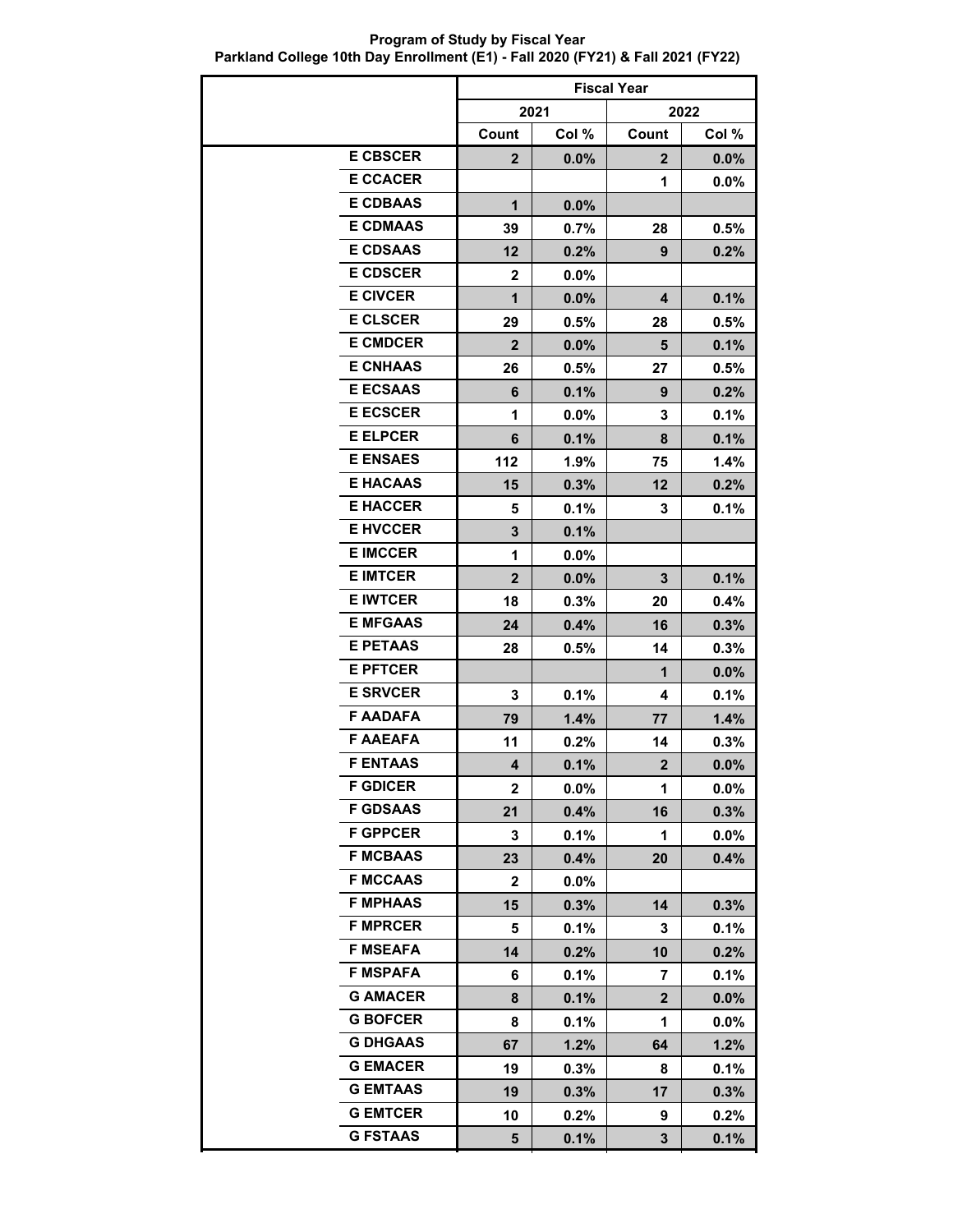**Program of Study by Fiscal Year**
**Parkland College 10th Day Enrollment (E1) - Fall 2020 (FY21) & Fall 2021 (FY22)**

| | Fiscal Year | | | |
|---|---|---|---|---|
| | 2021 | | 2022 | |
| | Count | Col % | Count | Col % |
| E CBSCER | 2 | 0.0% | 2 | 0.0% |
| E CCACER | | | 1 | 0.0% |
| E CDBAAS | 1 | 0.0% | | |
| E CDMAAS | 39 | 0.7% | 28 | 0.5% |
| E CDSAAS | 12 | 0.2% | 9 | 0.2% |
| E CDSCER | 2 | 0.0% | | |
| E CIVCER | 1 | 0.0% | 4 | 0.1% |
| E CLSCER | 29 | 0.5% | 28 | 0.5% |
| E CMDCER | 2 | 0.0% | 5 | 0.1% |
| E CNHAAS | 26 | 0.5% | 27 | 0.5% |
| E ECSAAS | 6 | 0.1% | 9 | 0.2% |
| E ECSCER | 1 | 0.0% | 3 | 0.1% |
| E ELPCER | 6 | 0.1% | 8 | 0.1% |
| E ENSAES | 112 | 1.9% | 75 | 1.4% |
| E HACAAS | 15 | 0.3% | 12 | 0.2% |
| E HACCER | 5 | 0.1% | 3 | 0.1% |
| E HVCCER | 3 | 0.1% | | |
| E IMCCER | 1 | 0.0% | | |
| E IMTCER | 2 | 0.0% | 3 | 0.1% |
| E IWTCER | 18 | 0.3% | 20 | 0.4% |
| E MFGAAS | 24 | 0.4% | 16 | 0.3% |
| E PETAAS | 28 | 0.5% | 14 | 0.3% |
| E PFTCER | | | 1 | 0.0% |
| E SRVCER | 3 | 0.1% | 4 | 0.1% |
| F AADAFA | 79 | 1.4% | 77 | 1.4% |
| F AAEAFA | 11 | 0.2% | 14 | 0.3% |
| F ENTAAS | 4 | 0.1% | 2 | 0.0% |
| F GDICER | 2 | 0.0% | 1 | 0.0% |
| F GDSAAS | 21 | 0.4% | 16 | 0.3% |
| F GPPCER | 3 | 0.1% | 1 | 0.0% |
| F MCBAAS | 23 | 0.4% | 20 | 0.4% |
| F MCCAAS | 2 | 0.0% | | |
| F MPHAAS | 15 | 0.3% | 14 | 0.3% |
| F MPRCER | 5 | 0.1% | 3 | 0.1% |
| F MSEAFA | 14 | 0.2% | 10 | 0.2% |
| F MSPAFA | 6 | 0.1% | 7 | 0.1% |
| G AMACER | 8 | 0.1% | 2 | 0.0% |
| G BOFCER | 8 | 0.1% | 1 | 0.0% |
| G DHGAAS | 67 | 1.2% | 64 | 1.2% |
| G EMACER | 19 | 0.3% | 8 | 0.1% |
| G EMTAAS | 19 | 0.3% | 17 | 0.3% |
| G EMTCER | 10 | 0.2% | 9 | 0.2% |
| G FSTAAS | 5 | 0.1% | 3 | 0.1% |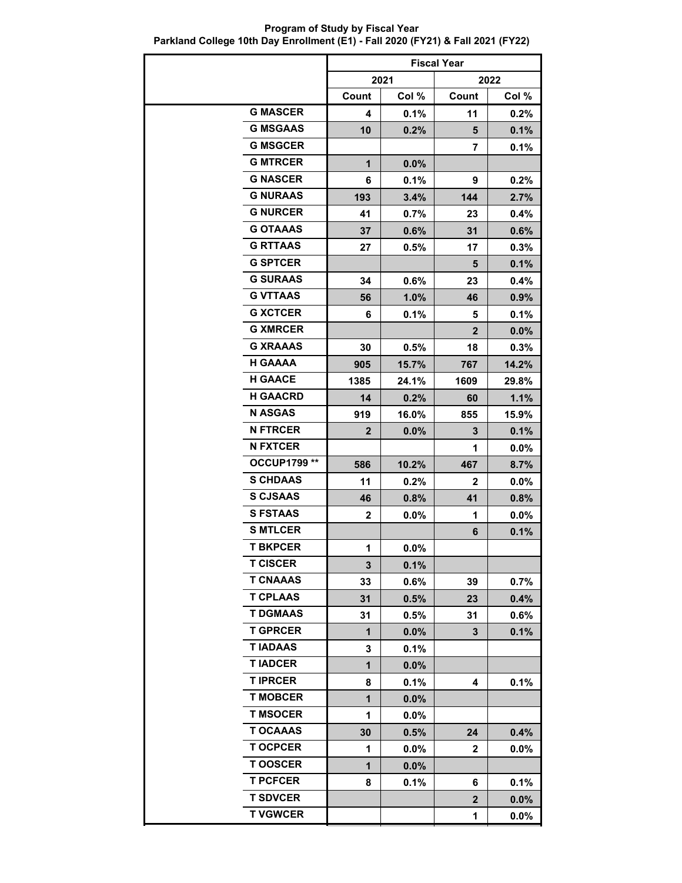**Program of Study by Fiscal Year**
**Parkland College 10th Day Enrollment (E1) - Fall 2020 (FY21) & Fall 2021 (FY22)**

| | Fiscal Year | | | |
|---|---|---|---|---|
| | 2021 | | 2022 | |
| | Count | Col % | Count | Col % |
| G MASCER | 4 | 0.1% | 11 | 0.2% |
| G MSGAAS | 10 | 0.2% | 5 | 0.1% |
| G MSGCER | | | 7 | 0.1% |
| G MTRCER | 1 | 0.0% | | |
| G NASCER | 6 | 0.1% | 9 | 0.2% |
| G NURAAS | 193 | 3.4% | 144 | 2.7% |
| G NURCER | 41 | 0.7% | 23 | 0.4% |
| G OTAAAS | 37 | 0.6% | 31 | 0.6% |
| G RTTAAS | 27 | 0.5% | 17 | 0.3% |
| G SPTCER | | | 5 | 0.1% |
| G SURAAS | 34 | 0.6% | 23 | 0.4% |
| G VTTAAS | 56 | 1.0% | 46 | 0.9% |
| G XCTCER | 6 | 0.1% | 5 | 0.1% |
| G XMRCER | | | 2 | 0.0% |
| G XRAAAS | 30 | 0.5% | 18 | 0.3% |
| H GAAAA | 905 | 15.7% | 767 | 14.2% |
| H GAACE | 1385 | 24.1% | 1609 | 29.8% |
| H GAACRD | 14 | 0.2% | 60 | 1.1% |
| N ASGAS | 919 | 16.0% | 855 | 15.9% |
| N FTRCER | 2 | 0.0% | 3 | 0.1% |
| N FXTCER | | | 1 | 0.0% |
| OCCUP1799 ** | 586 | 10.2% | 467 | 8.7% |
| S CHDAAS | 11 | 0.2% | 2 | 0.0% |
| S CJSAAS | 46 | 0.8% | 41 | 0.8% |
| S FSTAAS | 2 | 0.0% | 1 | 0.0% |
| S MTLCER | | | 6 | 0.1% |
| T BKPCER | 1 | 0.0% | | |
| T CISCER | 3 | 0.1% | | |
| T CNAAAS | 33 | 0.6% | 39 | 0.7% |
| T CPLAAS | 31 | 0.5% | 23 | 0.4% |
| T DGMAAS | 31 | 0.5% | 31 | 0.6% |
| T GPRCER | 1 | 0.0% | 3 | 0.1% |
| T IADAAS | 3 | 0.1% | | |
| T IADCER | 1 | 0.0% | | |
| T IPRCER | 8 | 0.1% | 4 | 0.1% |
| T MOBCER | 1 | 0.0% | | |
| T MSOCER | 1 | 0.0% | | |
| T OCAAAS | 30 | 0.5% | 24 | 0.4% |
| T OCPCER | 1 | 0.0% | 2 | 0.0% |
| T OOSCER | 1 | 0.0% | | |
| T PCFCER | 8 | 0.1% | 6 | 0.1% |
| T SDVCER | | | 2 | 0.0% |
| T VGWCER | | | 1 | 0.0% |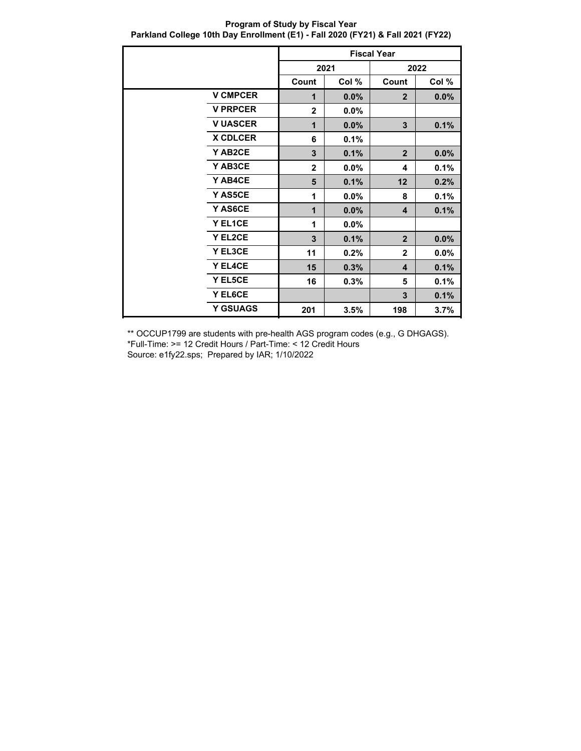**Program of Study by Fiscal Year**
**Parkland College 10th Day Enrollment (E1) - Fall 2020 (FY21) & Fall 2021 (FY22)**

| | | Fiscal Year | | | |
|---|---|---|---|---|---|
| | | 2021 | | 2022 | |
| | | Count | Col % | Count | Col % |
| | V CMPCER | 1 | 0.0% | 2 | 0.0% |
| | V PRPCER | 2 | 0.0% | | |
| | V UASCER | 1 | 0.0% | 3 | 0.1% |
| | X CDLCER | 6 | 0.1% | | |
| | Y AB2CE | 3 | 0.1% | 2 | 0.0% |
| | Y AB3CE | 2 | 0.0% | 4 | 0.1% |
| | Y AB4CE | 5 | 0.1% | 12 | 0.2% |
| | Y AS5CE | 1 | 0.0% | 8 | 0.1% |
| | Y AS6CE | 1 | 0.0% | 4 | 0.1% |
| | Y EL1CE | 1 | 0.0% | | |
| | Y EL2CE | 3 | 0.1% | 2 | 0.0% |
| | Y EL3CE | 11 | 0.2% | 2 | 0.0% |
| | Y EL4CE | 15 | 0.3% | 4 | 0.1% |
| | Y EL5CE | 16 | 0.3% | 5 | 0.1% |
| | Y EL6CE | | | 3 | 0.1% |
| | Y GSUAGS | 201 | 3.5% | 198 | 3.7% |

** OCCUP1799 are students with pre-health AGS program codes (e.g., G DHGAGS).
*Full-Time: >= 12 Credit Hours / Part-Time: < 12 Credit Hours
Source: e1fy22.sps; Prepared by IAR; 1/10/2022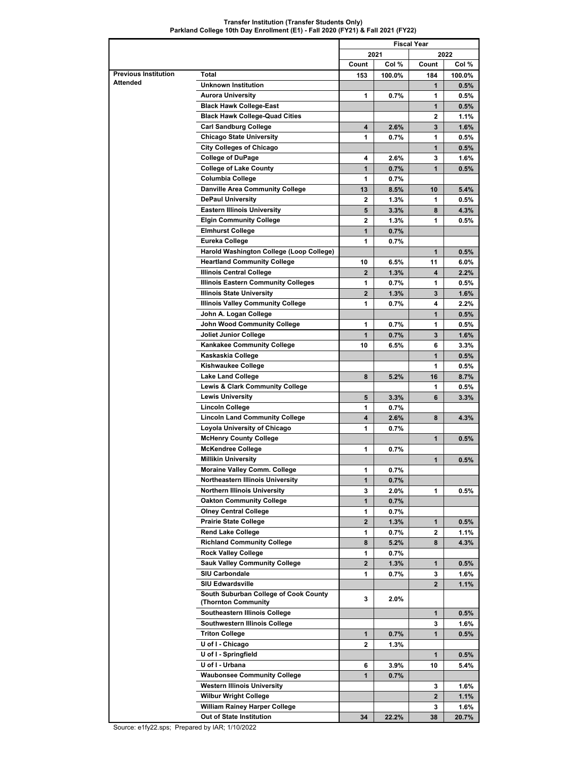**Transfer Institution (Transfer Students Only)**
**Parkland College 10th Day Enrollment (E1) - Fall 2020 (FY21) & Fall 2021 (FY22)**

| | | Fiscal Year | | | |
|---|---|---|---|---|---|
| | | 2021 | | 2022 | |
| | | Count | Col % | Count | Col % |
| Previous Institution Attended | Total | 153 | 100.0% | 184 | 100.0% |
| | Unknown Institution | | | 1 | 0.5% |
| | Aurora University | 1 | 0.7% | 1 | 0.5% |
| | Black Hawk College-East | | | 1 | 0.5% |
| | Black Hawk College-Quad Cities | | | 2 | 1.1% |
| | Carl Sandburg College | 4 | 2.6% | 3 | 1.6% |
| | Chicago State University | 1 | 0.7% | 1 | 0.5% |
| | City Colleges of Chicago | | | 1 | 0.5% |
| | College of DuPage | 4 | 2.6% | 3 | 1.6% |
| | College of Lake County | 1 | 0.7% | 1 | 0.5% |
| | Columbia College | 1 | 0.7% | | |
| | Danville Area Community College | 13 | 8.5% | 10 | 5.4% |
| | DePaul University | 2 | 1.3% | 1 | 0.5% |
| | Eastern Illinois University | 5 | 3.3% | 8 | 4.3% |
| | Elgin Community College | 2 | 1.3% | 1 | 0.5% |
| | Elmhurst College | 1 | 0.7% | | |
| | Eureka College | 1 | 0.7% | | |
| | Harold Washington College (Loop College) | | | 1 | 0.5% |
| | Heartland Community College | 10 | 6.5% | 11 | 6.0% |
| | Illinois Central College | 2 | 1.3% | 4 | 2.2% |
| | Illinois Eastern Community Colleges | 1 | 0.7% | 1 | 0.5% |
| | Illinois State University | 2 | 1.3% | 3 | 1.6% |
| | Illinois Valley Community College | 1 | 0.7% | 4 | 2.2% |
| | John A. Logan College | | | 1 | 0.5% |
| | John Wood Community College | 1 | 0.7% | 1 | 0.5% |
| | Joliet Junior College | 1 | 0.7% | 3 | 1.6% |
| | Kankakee Community College | 10 | 6.5% | 6 | 3.3% |
| | Kaskaskia College | | | 1 | 0.5% |
| | Kishwaukee College | | | 1 | 0.5% |
| | Lake Land College | 8 | 5.2% | 16 | 8.7% |
| | Lewis & Clark Community College | | | 1 | 0.5% |
| | Lewis University | 5 | 3.3% | 6 | 3.3% |
| | Lincoln College | 1 | 0.7% | | |
| | Lincoln Land Community College | 4 | 2.6% | 8 | 4.3% |
| | Loyola University of Chicago | 1 | 0.7% | | |
| | McHenry County College | | | 1 | 0.5% |
| | McKendree College | 1 | 0.7% | | |
| | Millikin University | | | 1 | 0.5% |
| | Moraine Valley Comm. College | 1 | 0.7% | | |
| | Northeastern Illinois University | 1 | 0.7% | | |
| | Northern Illinois University | 3 | 2.0% | 1 | 0.5% |
| | Oakton Community College | 1 | 0.7% | | |
| | Olney Central College | 1 | 0.7% | | |
| | Prairie State College | 2 | 1.3% | 1 | 0.5% |
| | Rend Lake College | 1 | 0.7% | 2 | 1.1% |
| | Richland Community College | 8 | 5.2% | 8 | 4.3% |
| | Rock Valley College | 1 | 0.7% | | |
| | Sauk Valley Community College | 2 | 1.3% | 1 | 0.5% |
| | SIU Carbondale | 1 | 0.7% | 3 | 1.6% |
| | SIU Edwardsville | | | 2 | 1.1% |
| | South Suburban College of Cook County (Thornton Community | 3 | 2.0% | | |
| | Southeastern Illinois College | | | 1 | 0.5% |
| | Southwestern Illinois College | | | 3 | 1.6% |
| | Triton College | 1 | 0.7% | 1 | 0.5% |
| | U of I - Chicago | 2 | 1.3% | | |
| | U of I - Springfield | | | 1 | 0.5% |
| | U of I - Urbana | 6 | 3.9% | 10 | 5.4% |
| | Waubonsee Community College | 1 | 0.7% | | |
| | Western Illinois University | | | 3 | 1.6% |
| | Wilbur Wright College | | | 2 | 1.1% |
| | William Rainey Harper College | | | 3 | 1.6% |
| | Out of State Institution | 34 | 22.2% | 38 | 20.7% |

Source: e1fy22.sps; Prepared by IAR; 1/10/2022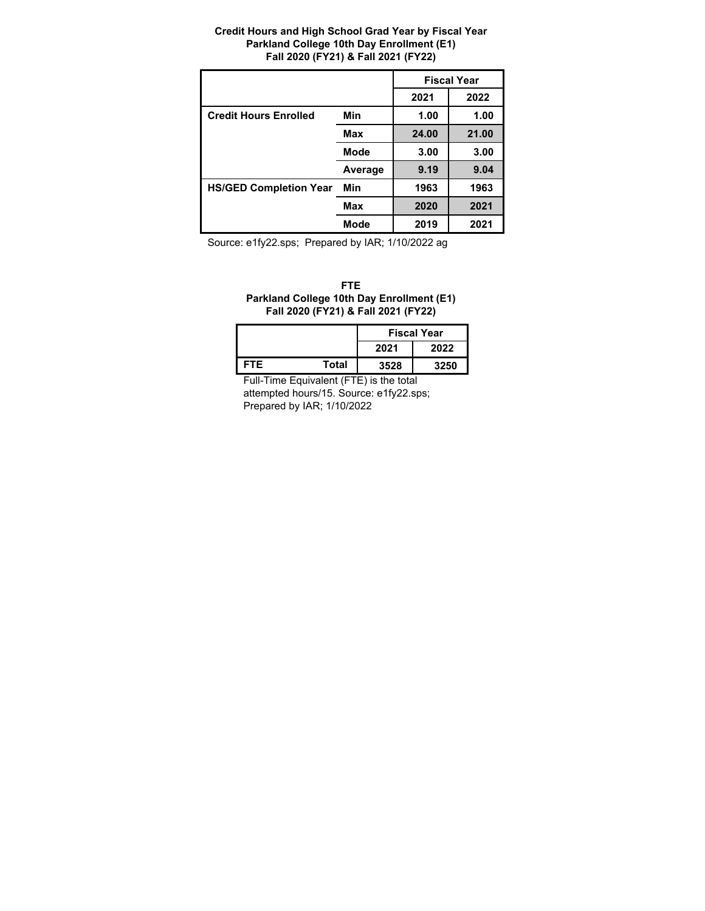**Credit Hours and High School Grad Year by Fiscal Year**
**Parkland College 10th Day Enrollment (E1)**
**Fall 2020 (FY21) & Fall 2021 (FY22)**

| | | Fiscal Year | |
|---|---|---|---|
| | | 2021 | 2022 |
| **Credit Hours Enrolled** | **Min** | 1.00 | 1.00 |
| | **Max** | 24.00 | 21.00 |
| | **Mode** | 3.00 | 3.00 |
| | **Average** | 9.19 | 9.04 |
| **HS/GED Completion Year** | **Min** | 1963 | 1963 |
| | **Max** | 2020 | 2021 |
| | **Mode** | 2019 | 2021 |

Source: e1fy22.sps; Prepared by IAR; 1/10/2022 ag

**FTE**
**Parkland College 10th Day Enrollment (E1)**
**Fall 2020 (FY21) & Fall 2021 (FY22)**

| | | Fiscal Year | |
|---|---|---|---|
| | | 2021 | 2022 |
| **FTE** | **Total** | 3528 | 3250 |

Full-Time Equivalent (FTE) is the total attempted hours/15. Source: e1fy22.sps; Prepared by IAR; 1/10/2022